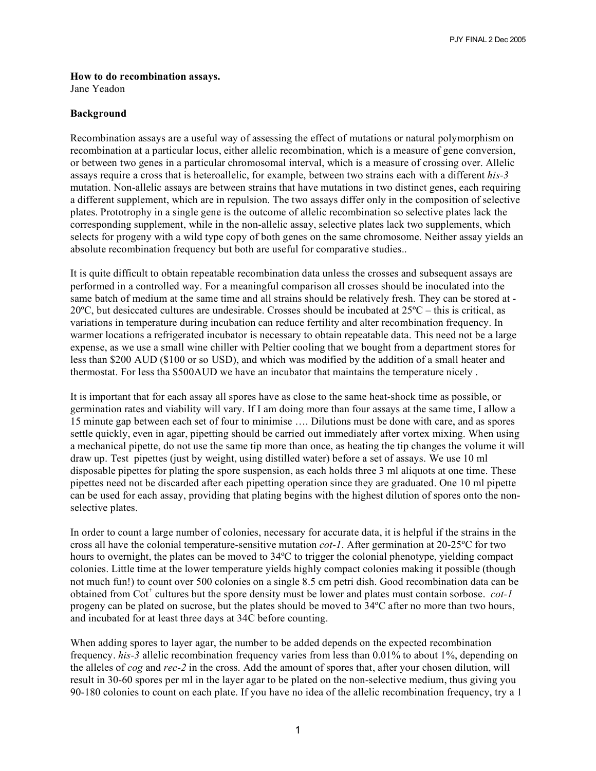**How to do recombination assays.**
Jane Yeadon

**Background**

Recombination assays are a useful way of assessing the effect of mutations or natural polymorphism on recombination at a particular locus, either allelic recombination, which is a measure of gene conversion, or between two genes in a particular chromosomal interval, which is a measure of crossing over. Allelic assays require a cross that is heteroallelic, for example, between two strains each with a different *his-3* mutation. Non-allelic assays are between strains that have mutations in two distinct genes, each requiring a different supplement, which are in repulsion. The two assays differ only in the composition of selective plates. Prototrophy in a single gene is the outcome of allelic recombination so selective plates lack the corresponding supplement, while in the non-allelic assay, selective plates lack two supplements, which selects for progeny with a wild type copy of both genes on the same chromosome. Neither assay yields an absolute recombination frequency but both are useful for comparative studies..

It is quite difficult to obtain repeatable recombination data unless the crosses and subsequent assays are performed in a controlled way. For a meaningful comparison all crosses should be inoculated into the same batch of medium at the same time and all strains should be relatively fresh. They can be stored at -20ºC, but desiccated cultures are undesirable. Crosses should be incubated at 25ºC – this is critical, as variations in temperature during incubation can reduce fertility and alter recombination frequency. In warmer locations a refrigerated incubator is necessary to obtain repeatable data. This need not be a large expense, as we use a small wine chiller with Peltier cooling that we bought from a department stores for less than $200 AUD ($100 or so USD), and which was modified by the addition of a small heater and thermostat. For less tha $500AUD we have an incubator that maintains the temperature nicely .

It is important that for each assay all spores have as close to the same heat-shock time as possible, or germination rates and viability will vary. If I am doing more than four assays at the same time, I allow a 15 minute gap between each set of four to minimise …. Dilutions must be done with care, and as spores settle quickly, even in agar, pipetting should be carried out immediately after vortex mixing. When using a mechanical pipette, do not use the same tip more than once, as heating the tip changes the volume it will draw up. Test pipettes (just by weight, using distilled water) before a set of assays. We use 10 ml disposable pipettes for plating the spore suspension, as each holds three 3 ml aliquots at one time. These pipettes need not be discarded after each pipetting operation since they are graduated. One 10 ml pipette can be used for each assay, providing that plating begins with the highest dilution of spores onto the non-selective plates.

In order to count a large number of colonies, necessary for accurate data, it is helpful if the strains in the cross all have the colonial temperature-sensitive mutation *cot-1*. After germination at 20-25ºC for two hours to overnight, the plates can be moved to 34ºC to trigger the colonial phenotype, yielding compact colonies. Little time at the lower temperature yields highly compact colonies making it possible (though not much fun!) to count over 500 colonies on a single 8.5 cm petri dish. Good recombination data can be obtained from Cot$^+$ cultures but the spore density must be lower and plates must contain sorbose. *cot-1* progeny can be plated on sucrose, but the plates should be moved to 34ºC after no more than two hours, and incubated for at least three days at 34C before counting.

When adding spores to layer agar, the number to be added depends on the expected recombination frequency. *his-3* allelic recombination frequency varies from less than 0.01% to about 1%, depending on the alleles of *cog* and *rec-2* in the cross. Add the amount of spores that, after your chosen dilution, will result in 30-60 spores per ml in the layer agar to be plated on the non-selective medium, thus giving you 90-180 colonies to count on each plate. If you have no idea of the allelic recombination frequency, try a 1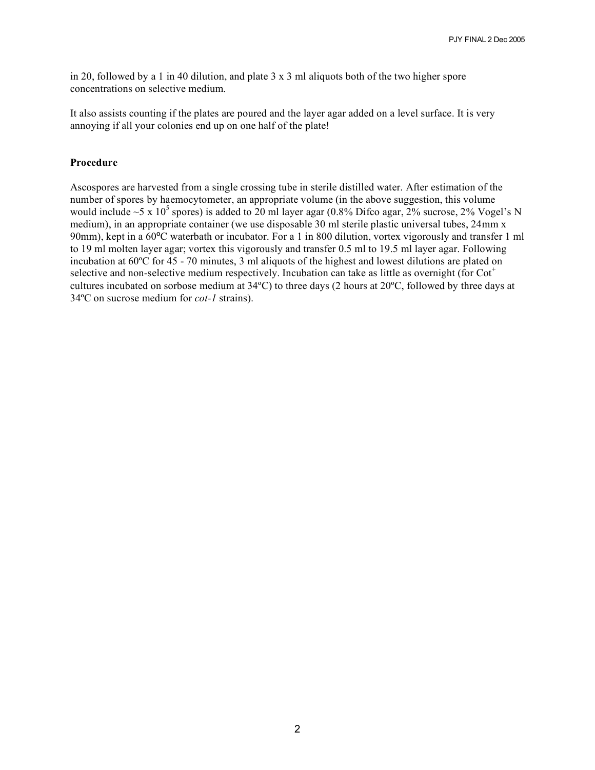in 20, followed by a 1 in 40 dilution, and plate 3 x 3 ml aliquots both of the two higher spore concentrations on selective medium.

It also assists counting if the plates are poured and the layer agar added on a level surface. It is very annoying if all your colonies end up on one half of the plate!

**Procedure**

Ascospores are harvested from a single crossing tube in sterile distilled water. After estimation of the number of spores by haemocytometer, an appropriate volume (in the above suggestion, this volume would include ~5 x $10^5$ spores) is added to 20 ml layer agar (0.8% Difco agar, 2% sucrose, 2% Vogel's N medium), in an appropriate container (we use disposable 30 ml sterile plastic universal tubes, 24mm x 90mm), kept in a 60ºC waterbath or incubator. For a 1 in 800 dilution, vortex vigorously and transfer 1 ml to 19 ml molten layer agar; vortex this vigorously and transfer 0.5 ml to 19.5 ml layer agar. Following incubation at 60ºC for 45 - 70 minutes, 3 ml aliquots of the highest and lowest dilutions are plated on selective and non-selective medium respectively. Incubation can take as little as overnight (for $Cot^{+}$ cultures incubated on sorbose medium at 34ºC) to three days (2 hours at 20ºC, followed by three days at 34ºC on sucrose medium for *cot-1* strains).